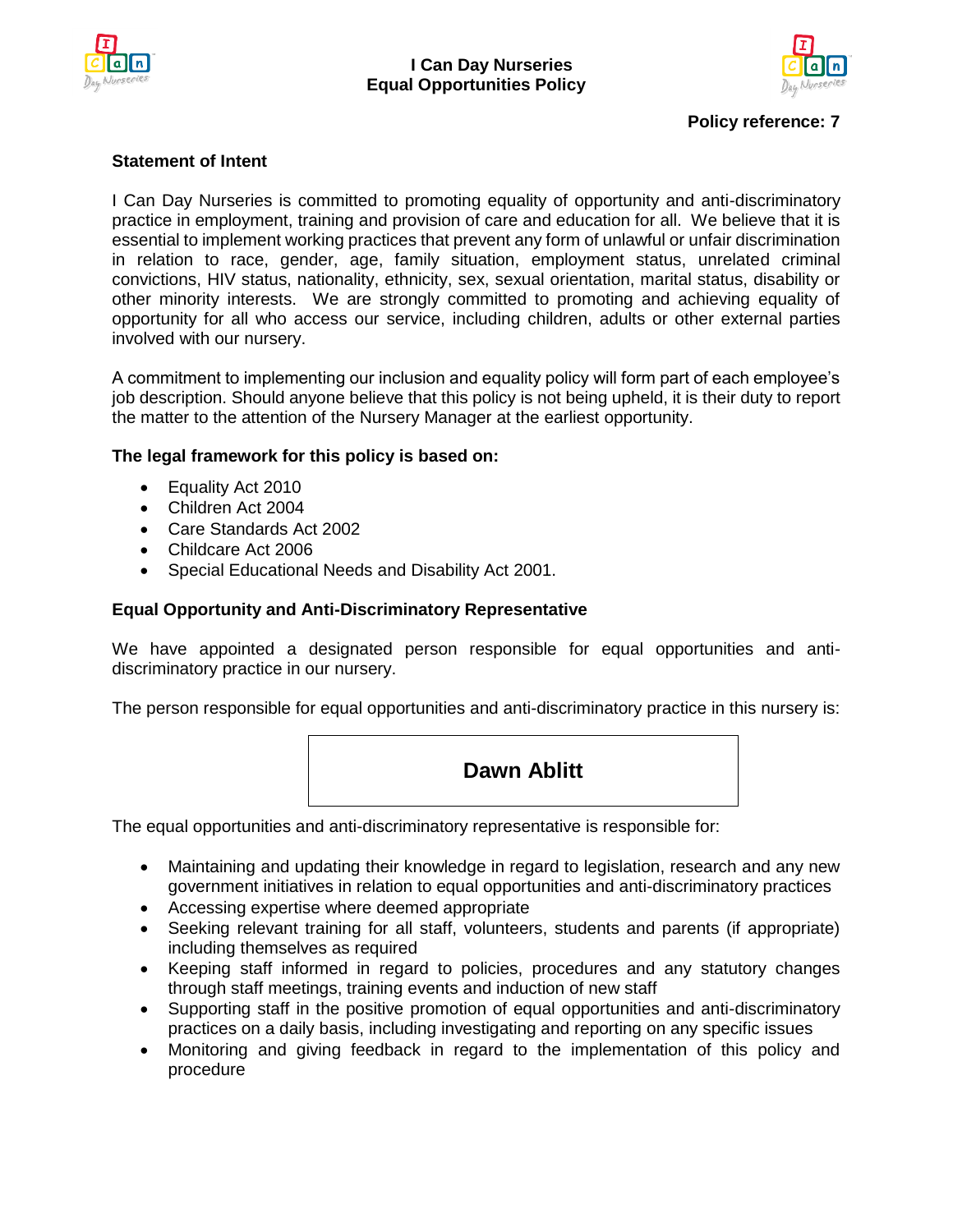# I Can Day Nurseries
# Equal Opportunities Policy

**Policy reference: 7**

**Statement of Intent**

I Can Day Nurseries is committed to promoting equality of opportunity and anti-discriminatory practice in employment, training and provision of care and education for all. We believe that it is essential to implement working practices that prevent any form of unlawful or unfair discrimination in relation to race, gender, age, family situation, employment status, unrelated criminal convictions, HIV status, nationality, ethnicity, sex, sexual orientation, marital status, disability or other minority interests. We are strongly committed to promoting and achieving equality of opportunity for all who access our service, including children, adults or other external parties involved with our nursery.

A commitment to implementing our inclusion and equality policy will form part of each employee's job description. Should anyone believe that this policy is not being upheld, it is their duty to report the matter to the attention of the Nursery Manager at the earliest opportunity.

**The legal framework for this policy is based on:**

- Equality Act 2010
- Children Act 2004
- Care Standards Act 2002
- Childcare Act 2006
- Special Educational Needs and Disability Act 2001.

**Equal Opportunity and Anti-Discriminatory Representative**

We have appointed a designated person responsible for equal opportunities and anti-discriminatory practice in our nursery.

The person responsible for equal opportunities and anti-discriminatory practice in this nursery is:

**Dawn Ablitt**

The equal opportunities and anti-discriminatory representative is responsible for:

- Maintaining and updating their knowledge in regard to legislation, research and any new government initiatives in relation to equal opportunities and anti-discriminatory practices
- Accessing expertise where deemed appropriate
- Seeking relevant training for all staff, volunteers, students and parents (if appropriate) including themselves as required
- Keeping staff informed in regard to policies, procedures and any statutory changes through staff meetings, training events and induction of new staff
- Supporting staff in the positive promotion of equal opportunities and anti-discriminatory practices on a daily basis, including investigating and reporting on any specific issues
- Monitoring and giving feedback in regard to the implementation of this policy and procedure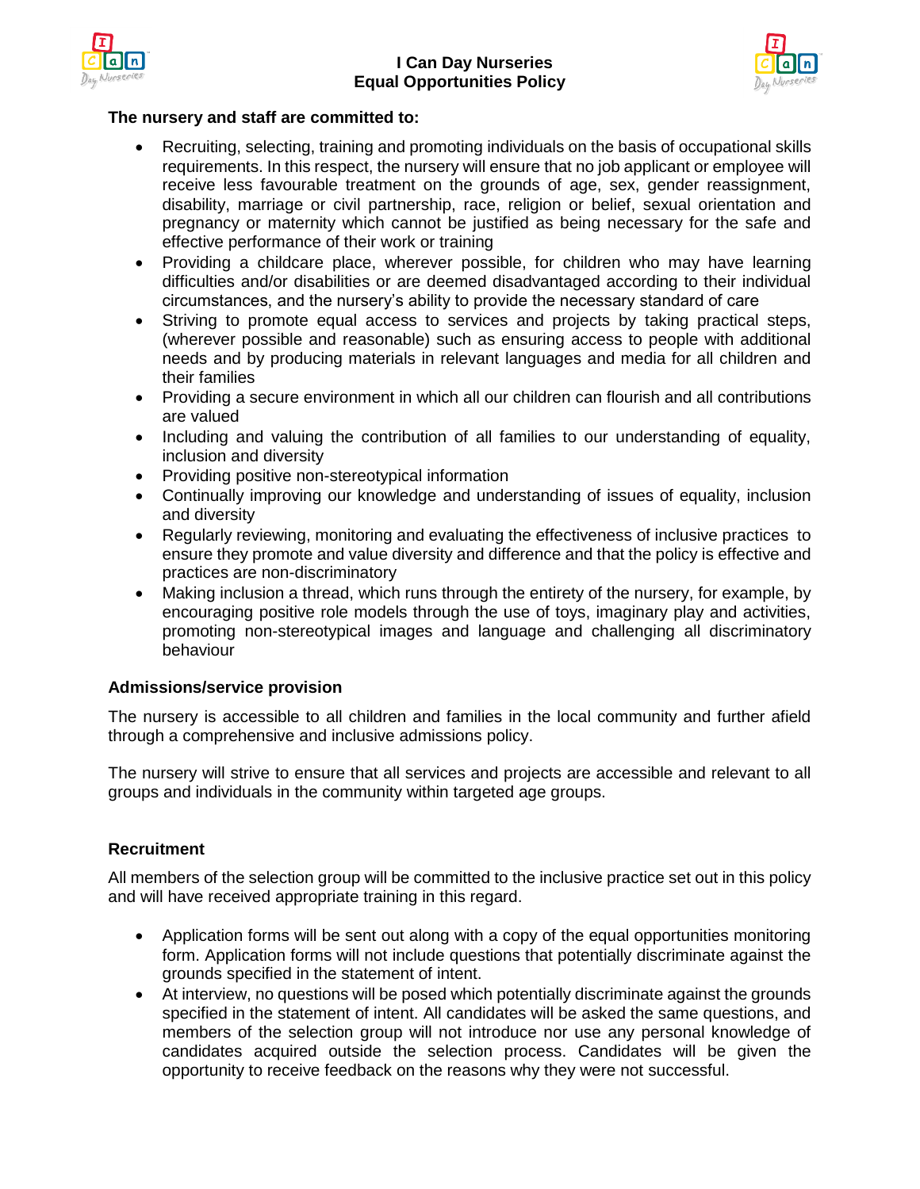**The nursery and staff are committed to:**

- Recruiting, selecting, training and promoting individuals on the basis of occupational skills requirements. In this respect, the nursery will ensure that no job applicant or employee will receive less favourable treatment on the grounds of age, sex, gender reassignment, disability, marriage or civil partnership, race, religion or belief, sexual orientation and pregnancy or maternity which cannot be justified as being necessary for the safe and effective performance of their work or training
- Providing a childcare place, wherever possible, for children who may have learning difficulties and/or disabilities or are deemed disadvantaged according to their individual circumstances, and the nursery's ability to provide the necessary standard of care
- Striving to promote equal access to services and projects by taking practical steps, (wherever possible and reasonable) such as ensuring access to people with additional needs and by producing materials in relevant languages and media for all children and their families
- Providing a secure environment in which all our children can flourish and all contributions are valued
- Including and valuing the contribution of all families to our understanding of equality, inclusion and diversity
- Providing positive non-stereotypical information
- Continually improving our knowledge and understanding of issues of equality, inclusion and diversity
- Regularly reviewing, monitoring and evaluating the effectiveness of inclusive practices to ensure they promote and value diversity and difference and that the policy is effective and practices are non-discriminatory
- Making inclusion a thread, which runs through the entirety of the nursery, for example, by encouraging positive role models through the use of toys, imaginary play and activities, promoting non-stereotypical images and language and challenging all discriminatory behaviour

**Admissions/service provision**

The nursery is accessible to all children and families in the local community and further afield through a comprehensive and inclusive admissions policy.

The nursery will strive to ensure that all services and projects are accessible and relevant to all groups and individuals in the community within targeted age groups.

**Recruitment**

All members of the selection group will be committed to the inclusive practice set out in this policy and will have received appropriate training in this regard.

- Application forms will be sent out along with a copy of the equal opportunities monitoring form. Application forms will not include questions that potentially discriminate against the grounds specified in the statement of intent.
- At interview, no questions will be posed which potentially discriminate against the grounds specified in the statement of intent. All candidates will be asked the same questions, and members of the selection group will not introduce nor use any personal knowledge of candidates acquired outside the selection process. Candidates will be given the opportunity to receive feedback on the reasons why they were not successful.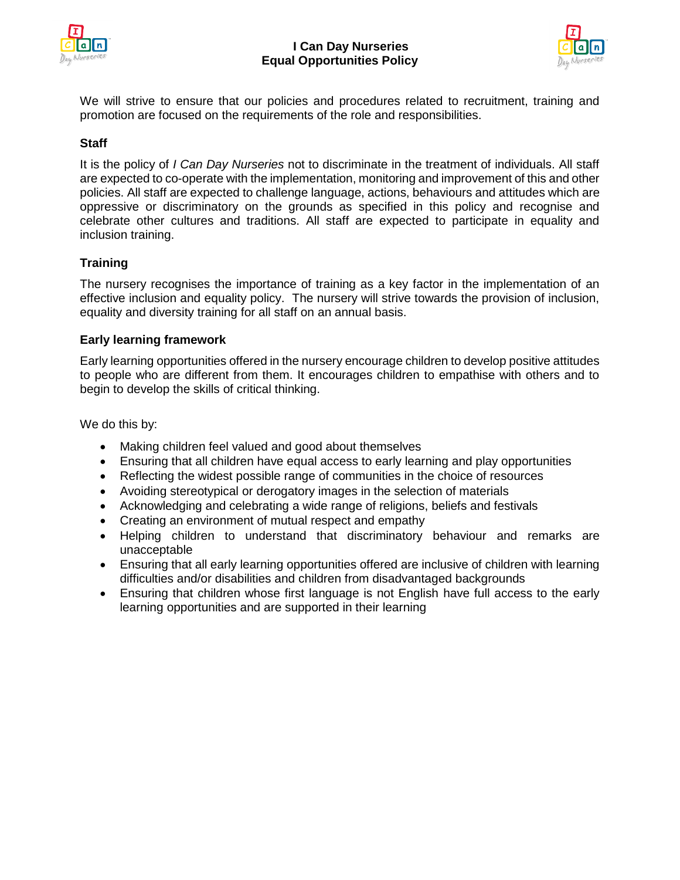We will strive to ensure that our policies and procedures related to recruitment, training and promotion are focused on the requirements of the role and responsibilities.

**Staff**

It is the policy of *I Can Day Nurseries* not to discriminate in the treatment of individuals. All staff are expected to co-operate with the implementation, monitoring and improvement of this and other policies. All staff are expected to challenge language, actions, behaviours and attitudes which are oppressive or discriminatory on the grounds as specified in this policy and recognise and celebrate other cultures and traditions. All staff are expected to participate in equality and inclusion training.

**Training**

The nursery recognises the importance of training as a key factor in the implementation of an effective inclusion and equality policy. The nursery will strive towards the provision of inclusion, equality and diversity training for all staff on an annual basis.

**Early learning framework**

Early learning opportunities offered in the nursery encourage children to develop positive attitudes to people who are different from them. It encourages children to empathise with others and to begin to develop the skills of critical thinking.

We do this by:

- Making children feel valued and good about themselves
- Ensuring that all children have equal access to early learning and play opportunities
- Reflecting the widest possible range of communities in the choice of resources
- Avoiding stereotypical or derogatory images in the selection of materials
- Acknowledging and celebrating a wide range of religions, beliefs and festivals
- Creating an environment of mutual respect and empathy
- Helping children to understand that discriminatory behaviour and remarks are unacceptable
- Ensuring that all early learning opportunities offered are inclusive of children with learning difficulties and/or disabilities and children from disadvantaged backgrounds
- Ensuring that children whose first language is not English have full access to the early learning opportunities and are supported in their learning